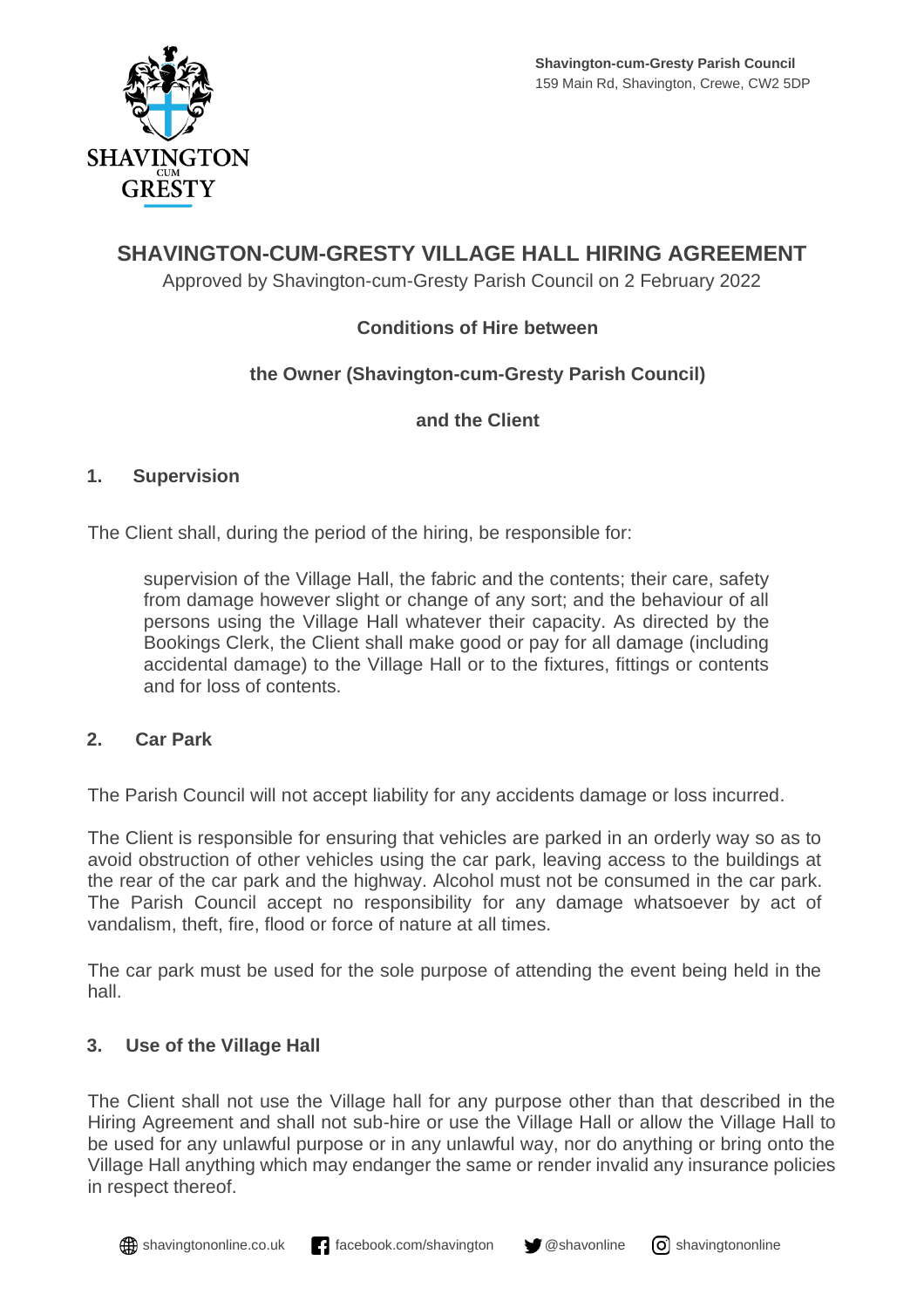Shavington-cum-Gresty Parish Council
159 Main Rd, Shavington, Crewe, CW2 5DP

# SHAVINGTON-CUM-GRESTY VILLAGE HALL HIRING AGREEMENT

Approved by Shavington-cum-Gresty Parish Council on 2 February 2022

**Conditions of Hire between**

**the Owner (Shavington-cum-Gresty Parish Council)**

**and the Client**

## 1. Supervision

The Client shall, during the period of the hiring, be responsible for:

> supervision of the Village Hall, the fabric and the contents; their care, safety from damage however slight or change of any sort; and the behaviour of all persons using the Village Hall whatever their capacity. As directed by the Bookings Clerk, the Client shall make good or pay for all damage (including accidental damage) to the Village Hall or to the fixtures, fittings or contents and for loss of contents.

## 2. Car Park

The Parish Council will not accept liability for any accidents damage or loss incurred.

The Client is responsible for ensuring that vehicles are parked in an orderly way so as to avoid obstruction of other vehicles using the car park, leaving access to the buildings at the rear of the car park and the highway. Alcohol must not be consumed in the car park. The Parish Council accept no responsibility for any damage whatsoever by act of vandalism, theft, fire, flood or force of nature at all times.

The car park must be used for the sole purpose of attending the event being held in the hall.

## 3. Use of the Village Hall

The Client shall not use the Village hall for any purpose other than that described in the Hiring Agreement and shall not sub-hire or use the Village Hall or allow the Village Hall to be used for any unlawful purpose or in any unlawful way, nor do anything or bring onto the Village Hall anything which may endanger the same or render invalid any insurance policies in respect thereof.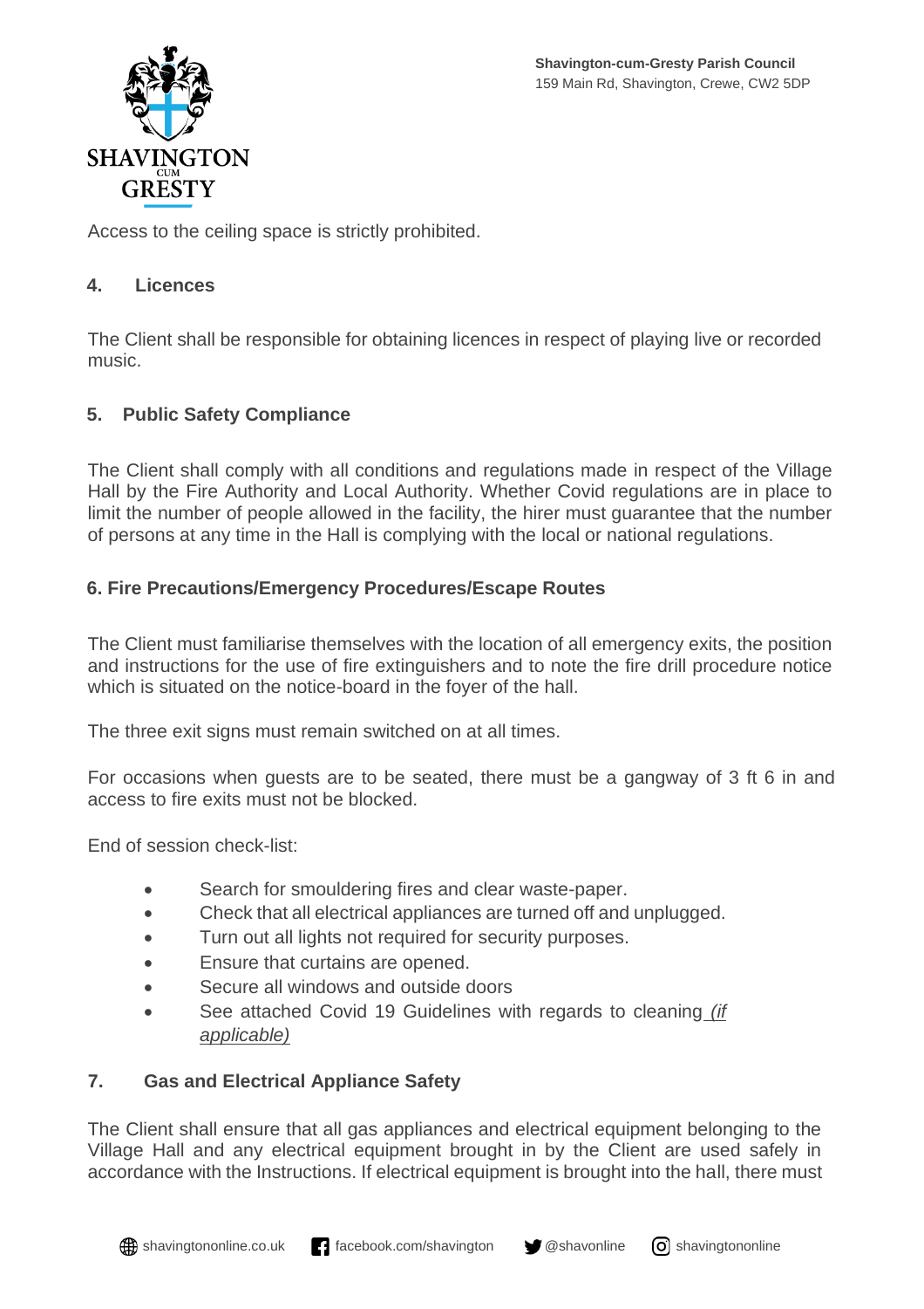Access to the ceiling space is strictly prohibited.

## 4. Licences

The Client shall be responsible for obtaining licences in respect of playing live or recorded music.

## 5. Public Safety Compliance

The Client shall comply with all conditions and regulations made in respect of the Village Hall by the Fire Authority and Local Authority. Whether Covid regulations are in place to limit the number of people allowed in the facility, the hirer must guarantee that the number of persons at any time in the Hall is complying with the local or national regulations.

## 6. Fire Precautions/Emergency Procedures/Escape Routes

The Client must familiarise themselves with the location of all emergency exits, the position and instructions for the use of fire extinguishers and to note the fire drill procedure notice which is situated on the notice-board in the foyer of the hall.

The three exit signs must remain switched on at all times.

For occasions when guests are to be seated, there must be a gangway of 3 ft 6 in and access to fire exits must not be blocked.

End of session check-list:

- Search for smouldering fires and clear waste-paper.
- Check that all electrical appliances are turned off and unplugged.
- Turn out all lights not required for security purposes.
- Ensure that curtains are opened.
- Secure all windows and outside doors
- See attached Covid 19 Guidelines with regards to cleaning *(if applicable)*

## 7. Gas and Electrical Appliance Safety

The Client shall ensure that gas appliances and electrical equipment belonging to the Village Hall and any electrical equipment brought in by the Client are used safely in accordance with the Instructions. If electrical equipment is brought into the hall, there must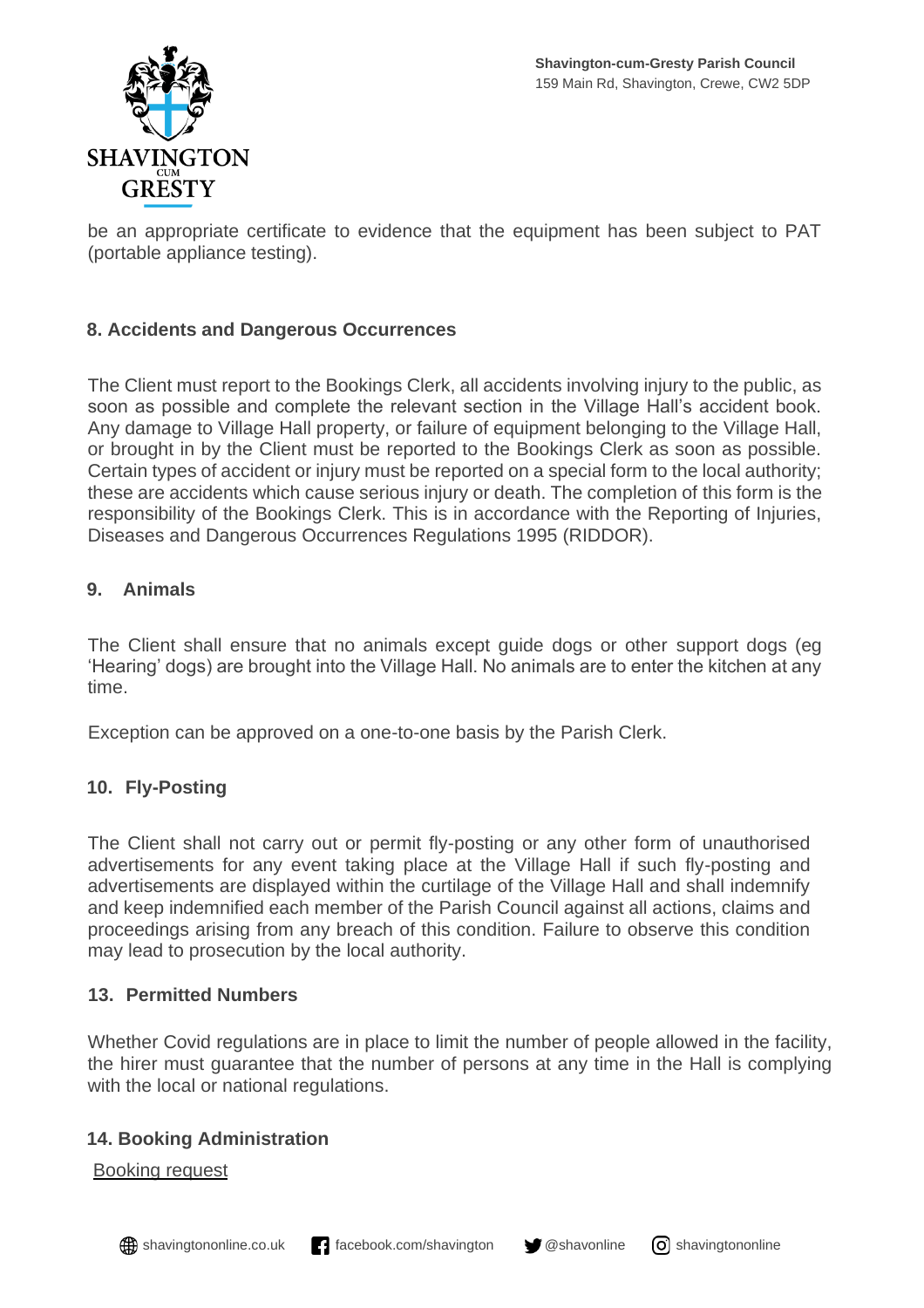be an appropriate certificate to evidence that the equipment has been subject to PAT (portable appliance testing).

### 8. Accidents and Dangerous Occurrences

The Client must report to the Bookings Clerk, all accidents involving injury to the public, as soon as possible and complete the relevant section in the Village Hall's accident book. Any damage to Village Hall property, or failure of equipment belonging to the Village Hall, or brought in by the Client must be reported to the Bookings Clerk as soon as possible. Certain types of accident or injury must be reported on a special form to the local authority; these are accidents which cause serious injury or death. The completion of this form is the responsibility of the Bookings Clerk. This is in accordance with the Reporting of Injuries, Diseases and Dangerous Occurrences Regulations 1995 (RIDDOR).

### 9. Animals

The Client shall ensure that no animals except guide dogs or other support dogs (eg 'Hearing' dogs) are brought into the Village Hall. No animals are to enter the kitchen at any time.

Exception can be approved on a one-to-one basis by the Parish Clerk.

### 10. Fly-Posting

The Client shall not carry out or permit fly-posting or any other form of unauthorised advertisements for any event taking place at the Village Hall if such fly-posting and advertisements are displayed within the curtilage of the Village Hall and shall indemnify and keep indemnified each member of the Parish Council against all actions, claims and proceedings arising from any breach of this condition. Failure to observe this condition may lead to prosecution by the local authority.

### 13. Permitted Numbers

Whether Covid regulations are in place to limit the number of people allowed in the facility, the hirer must guarantee that the number of persons at any time in the Hall is complying with the local or national regulations.

### 14. Booking Administration

Booking request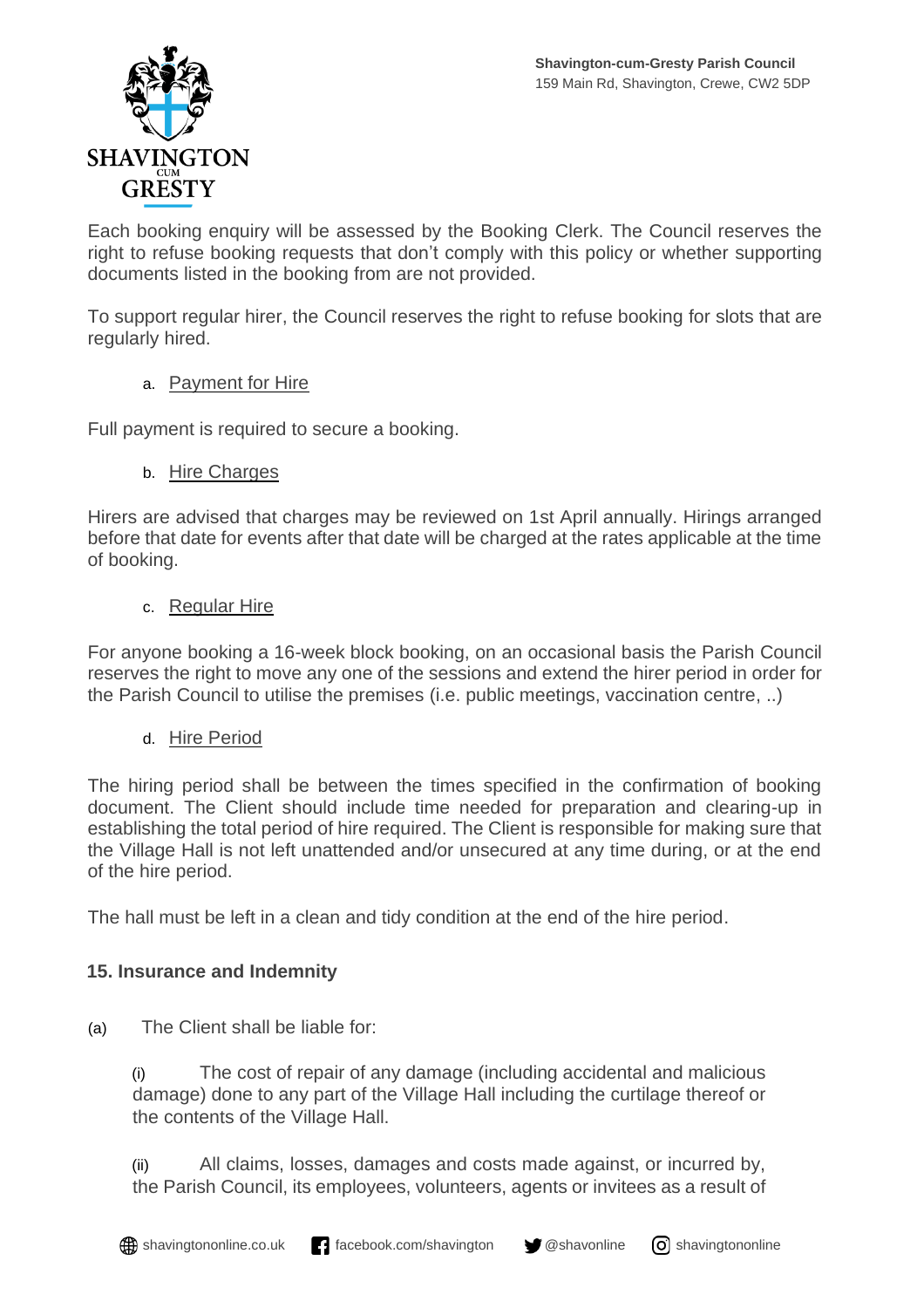Each booking enquiry will be assessed by the Booking Clerk. The Council reserves the right to refuse booking requests that don't comply with this policy or whether supporting documents listed in the booking from are not provided.

To support regular hirer, the Council reserves the right to refuse booking for slots that are regularly hired.

a. Payment for Hire

Full payment is required to secure a booking.

b. Hire Charges

Hirers are advised that charges may be reviewed on 1st April annually. Hirings arranged before that date for events after that date will be charged at the rates applicable at the time of booking.

c. Regular Hire

For anyone booking a 16-week block booking, on an occasional basis the Parish Council reserves the right to move any one of the sessions and extend the hirer period in order for the Parish Council to utilise the premises (i.e. public meetings, vaccination centre, ..)

d. Hire Period

The hiring period shall be between the times specified in the confirmation of booking document. The Client should include time needed for preparation and clearing-up in establishing the total period of hire required. The Client is responsible for making sure that the Village Hall is not left unattended and/or unsecured at any time during, or at the end of the hire period.

The hall must be left in a clean and tidy condition at the end of the hire period.

## 15. Insurance and Indemnity

(a) The Client shall be liable for:

(i) The cost of repair of any damage (including accidental and malicious damage) done to any part of the Village Hall including the curtilage thereof or the contents of the Village Hall.

(ii) All claims, losses, damages and costs made against, or incurred by, the Parish Council, its employees, volunteers, agents or invitees as a result of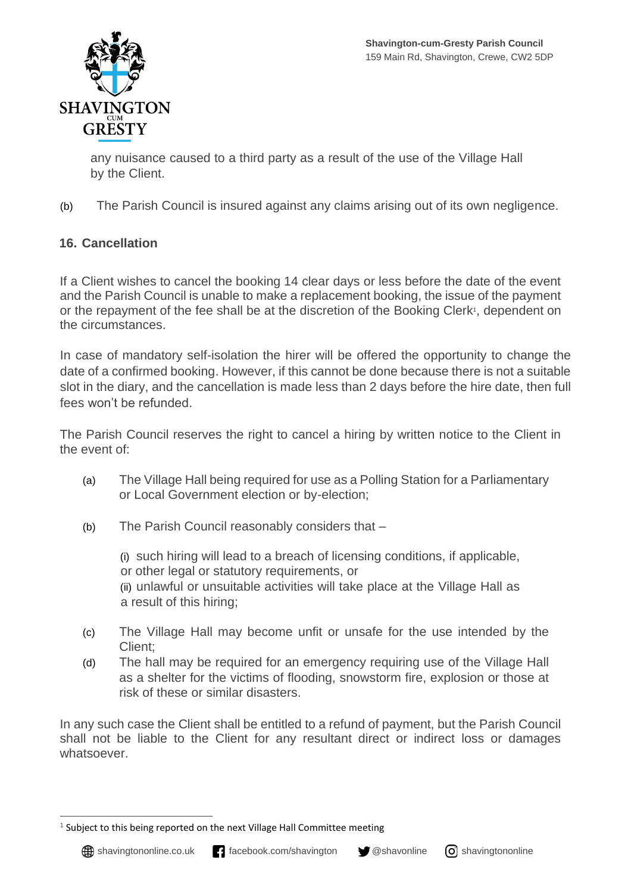any nuisance caused to a third party as a result of the use of the Village Hall by the Client.

(b) The Parish Council is insured against any claims arising out of its own negligence.

## 16. Cancellation

If a Client wishes to cancel the booking 14 clear days or less before the date of the event and the Parish Council is unable to make a replacement booking, the issue of the payment or the repayment of the fee shall be at the discretion of the Booking Clerk[1], dependent on the circumstances.

In case of mandatory self-isolation the hirer will be offered the opportunity to change the date of a confirmed booking. However, if this cannot be done because there is not a suitable slot in the diary, and the cancellation is made less than 2 days before the hire date, then full fees won't be refunded.

The Parish Council reserves the right to cancel a hiring by written notice to the Client in the event of:

(a) The Village Hall being required for use as a Polling Station for a Parliamentary or Local Government election or by-election;

(b) The Parish Council reasonably considers that –

(i) such hiring will lead to a breach of licensing conditions, if applicable, or other legal or statutory requirements, or
(ii) unlawful or unsuitable activities will take place at the Village Hall as a result of this hiring;

(c) The Village Hall may become unfit or unsafe for the use intended by the Client;

(d) The hall may be required for an emergency requiring use of the Village Hall as a shelter for the victims of flooding, snowstorm fire, explosion or those at risk of these or similar disasters.

In any such case the Client shall be entitled to a refund of payment, but the Parish Council shall not be liable to the Client for any resultant direct or indirect loss or damages whatsoever.

[1] Subject to this being reported on the next Village Hall Committee meeting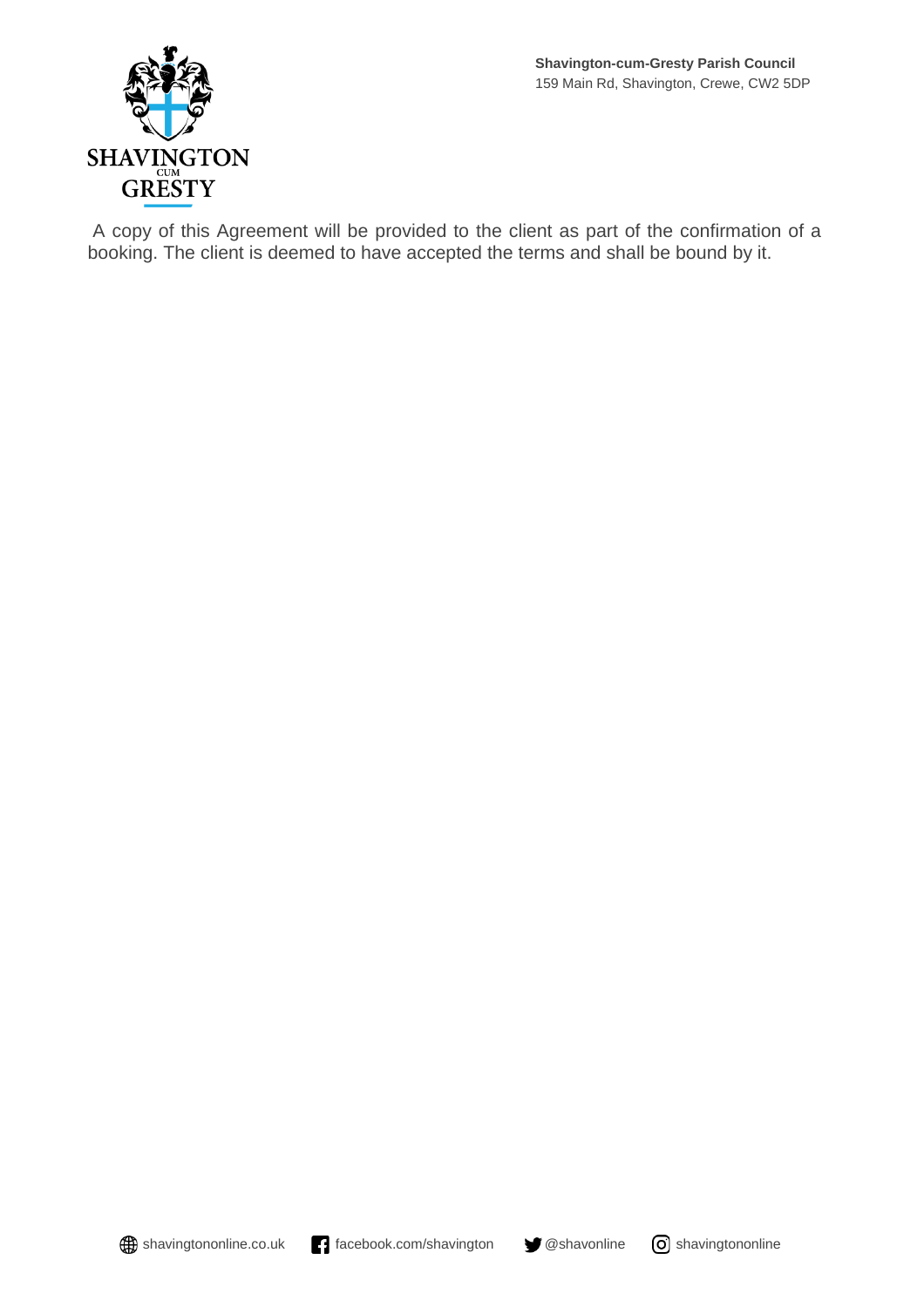A copy of this Agreement will be provided to the client as part of the confirmation of a booking. The client is deemed to have accepted the terms and shall be bound by it.